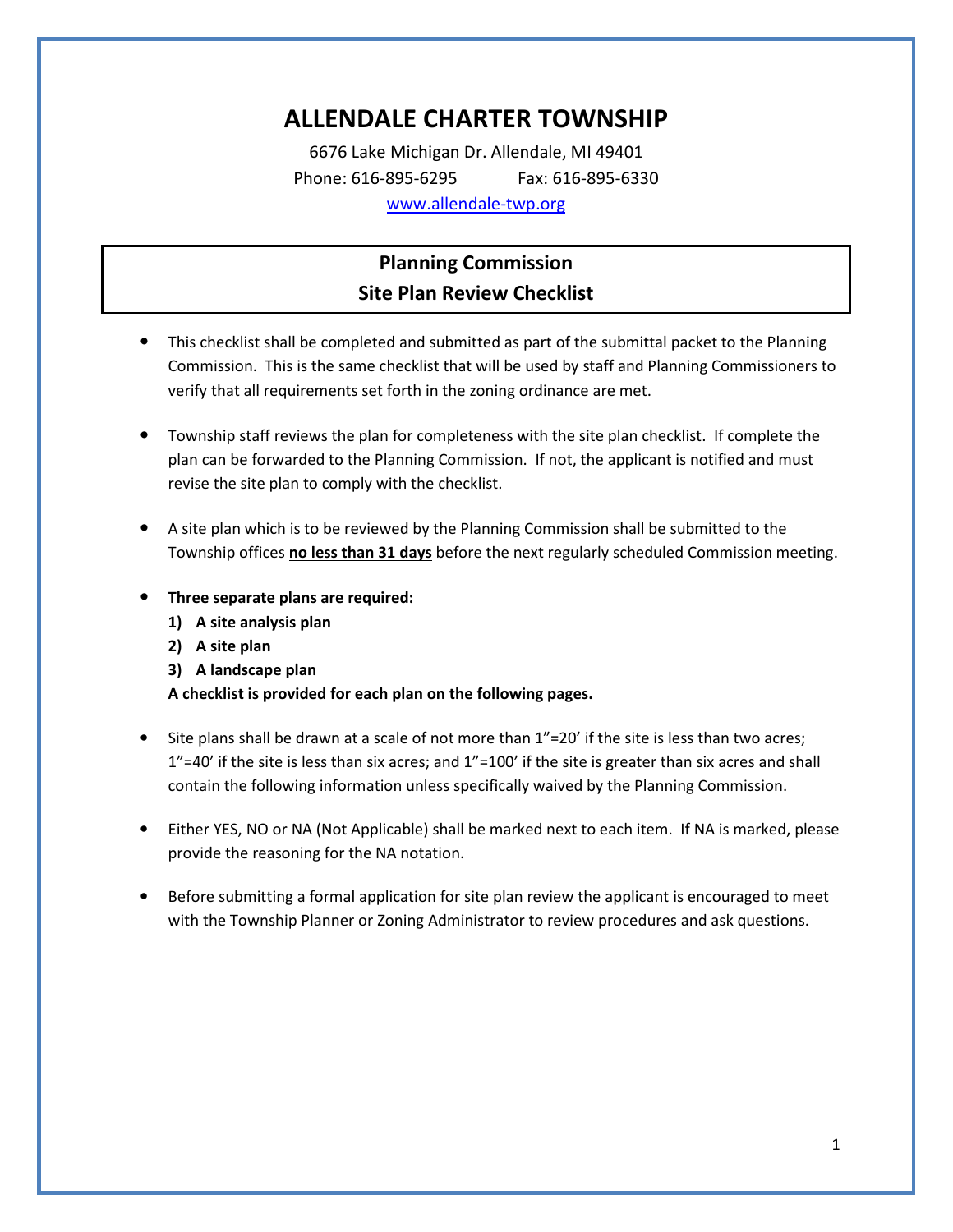# ALLENDALE CHARTER TOWNSHIP

6676 Lake Michigan Dr. Allendale, MI 49401

Phone: 616-895-6295 Fax: 616-895-6330

www.allendale-twp.org

## Planning Commission
## Site Plan Review Checklist

- This checklist shall be completed and submitted as part of the submittal packet to the Planning Commission. This is the same checklist that will be used by staff and Planning Commissioners to verify that all requirements set forth in the zoning ordinance are met.

- Township staff reviews the plan for completeness with the site plan checklist. If complete the plan can be forwarded to the Planning Commission. If not, the applicant is notified and must revise the site plan to comply with the checklist.

- A site plan which is to be reviewed by the Planning Commission shall be submitted to the Township offices **no less than 31 days** before the next regularly scheduled Commission meeting.

- **Three separate plans are required:**
  1) **A site analysis plan**
  2) **A site plan**
  3) **A landscape plan**

  **A checklist is provided for each plan on the following pages.**

- Site plans shall be drawn at a scale of not more than 1"=20' if the site is less than two acres; 1"=40' if the site is less than six acres; and 1"=100' if the site is greater than six acres and shall contain the following information unless specifically waived by the Planning Commission.

- Either YES, NO or NA (Not Applicable) shall be marked next to each item. If NA is marked, please provide the reasoning for the NA notation.

- Before submitting a formal application for site plan review the applicant is encouraged to meet with the Township Planner or Zoning Administrator to review procedures and ask questions.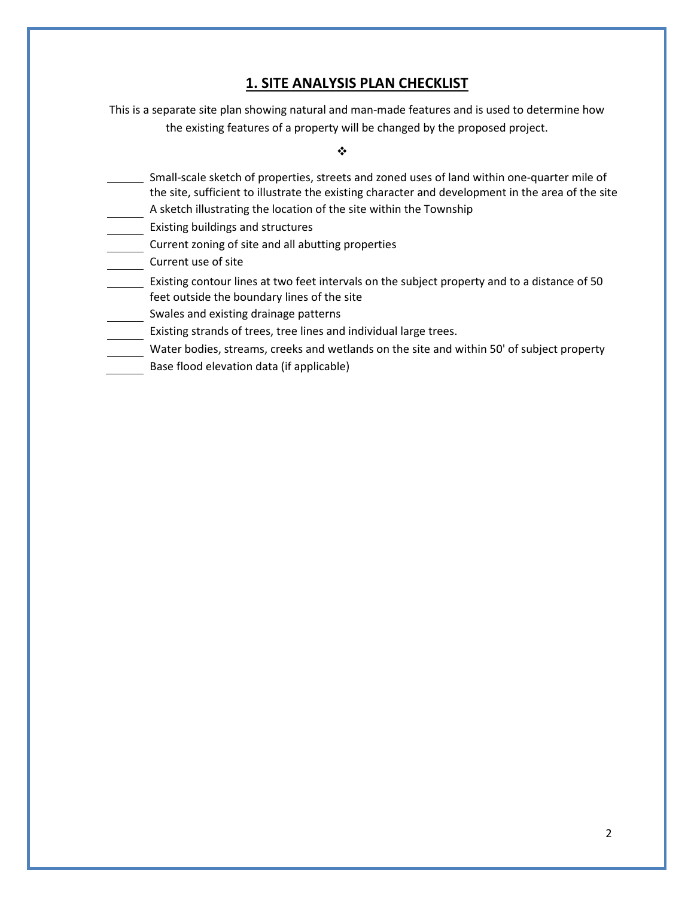# 1. SITE ANALYSIS PLAN CHECKLIST

This is a separate site plan showing natural and man-made features and is used to determine how the existing features of a property will be changed by the proposed project.

❖

- ______ Small-scale sketch of properties, streets and zoned uses of land within one-quarter mile of the site, sufficient to illustrate the existing character and development in the area of the site
- ______ A sketch illustrating the location of the site within the Township
- ______ Existing buildings and structures
- ______ Current zoning of site and all abutting properties
- ______ Current use of site
- ______ Existing contour lines at two feet intervals on the subject property and to a distance of 50 feet outside the boundary lines of the site
- ______ Swales and existing drainage patterns
- ______ Existing strands of trees, tree lines and individual large trees.
- ______ Water bodies, streams, creeks and wetlands on the site and within 50' of subject property
- ______ Base flood elevation data (if applicable)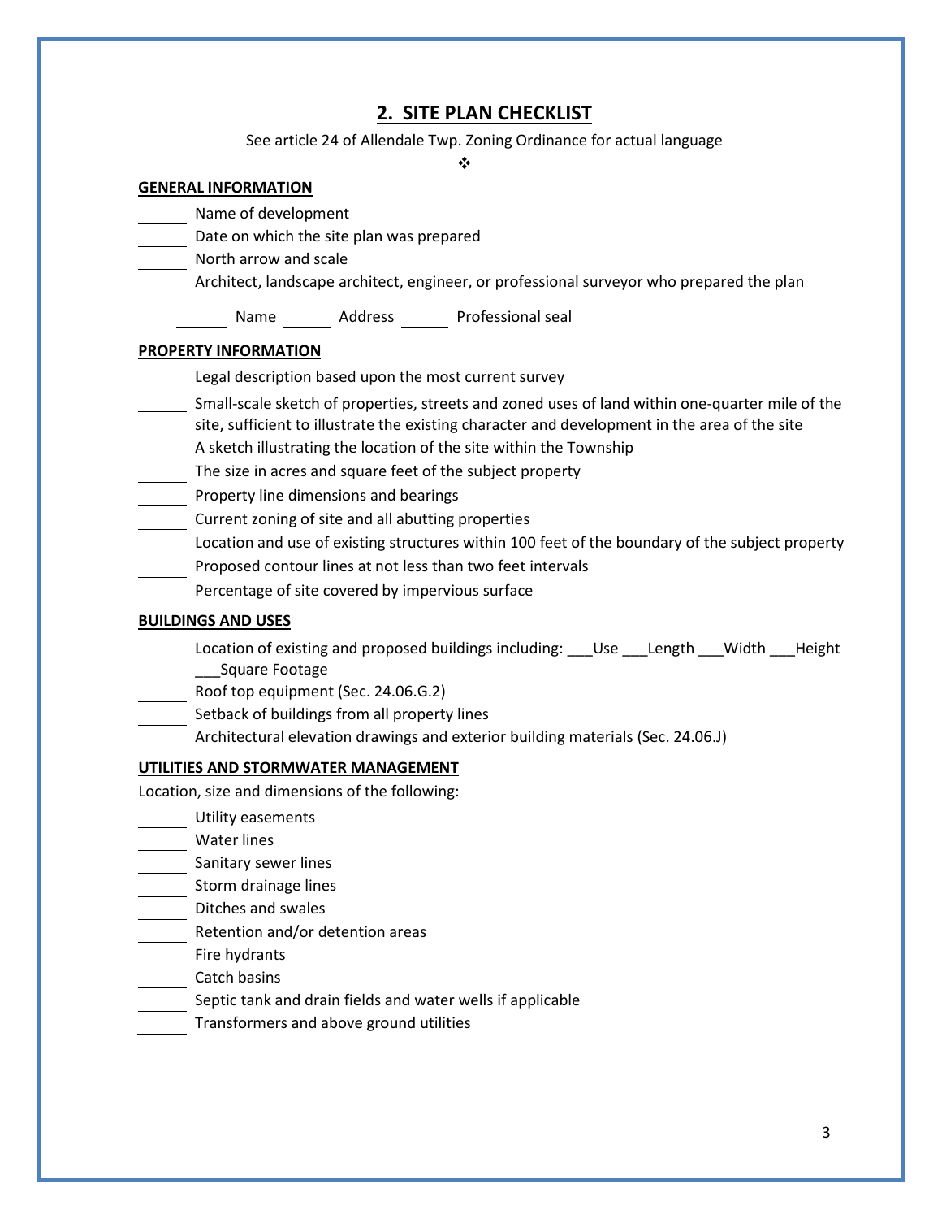## 2. SITE PLAN CHECKLIST

See article 24 of Allendale Twp. Zoning Ordinance for actual language

❖

**GENERAL INFORMATION**

\_\_\_\_\_\_ Name of development
\_\_\_\_\_\_ Date on which the site plan was prepared
\_\_\_\_\_\_ North arrow and scale
\_\_\_\_\_\_ Architect, landscape architect, engineer, or professional surveyor who prepared the plan

\_\_\_\_\_\_ Name \_\_\_\_\_\_ Address \_\_\_\_\_\_ Professional seal

**PROPERTY INFORMATION**

\_\_\_\_\_\_ Legal description based upon the most current survey
\_\_\_\_\_\_ Small-scale sketch of properties, streets and zoned uses of land within one-quarter mile of the site, sufficient to illustrate the existing character and development in the area of the site
\_\_\_\_\_\_ A sketch illustrating the location of the site within the Township
\_\_\_\_\_\_ The size in acres and square feet of the subject property
\_\_\_\_\_\_ Property line dimensions and bearings
\_\_\_\_\_\_ Current zoning of site and all abutting properties
\_\_\_\_\_\_ Location and use of existing structures within 100 feet of the boundary of the subject property
\_\_\_\_\_\_ Proposed contour lines at not less than two feet intervals
\_\_\_\_\_\_ Percentage of site covered by impervious surface

**BUILDINGS AND USES**

\_\_\_\_\_\_ Location of existing and proposed buildings including: \_\_\_Use \_\_\_Length \_\_\_Width \_\_\_Height \_\_\_Square Footage
\_\_\_\_\_\_ Roof top equipment (Sec. 24.06.G.2)
\_\_\_\_\_\_ Setback of buildings from all property lines
\_\_\_\_\_\_ Architectural elevation drawings and exterior building materials (Sec. 24.06.J)

**UTILITIES AND STORMWATER MANAGEMENT**

Location, size and dimensions of the following:

\_\_\_\_\_\_ Utility easements
\_\_\_\_\_\_ Water lines
\_\_\_\_\_\_ Sanitary sewer lines
\_\_\_\_\_\_ Storm drainage lines
\_\_\_\_\_\_ Ditches and swales
\_\_\_\_\_\_ Retention and/or detention areas
\_\_\_\_\_\_ Fire hydrants
\_\_\_\_\_\_ Catch basins
\_\_\_\_\_\_ Septic tank and drain fields and water wells if applicable
\_\_\_\_\_\_ Transformers and above ground utilities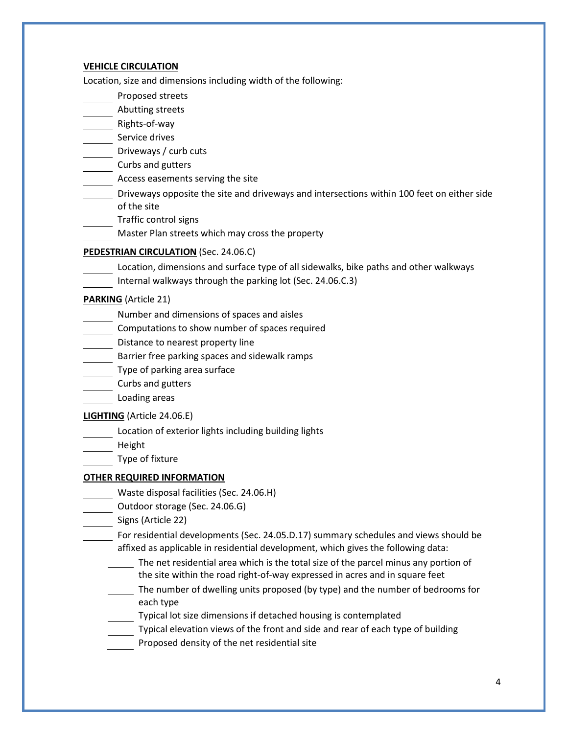**VEHICLE CIRCULATION**

Location, size and dimensions including width of the following:

- ______ Proposed streets
- ______ Abutting streets
- ______ Rights-of-way
- ______ Service drives
- ______ Driveways / curb cuts
- ______ Curbs and gutters
- ______ Access easements serving the site
- ______ Driveways opposite the site and driveways and intersections within 100 feet on either side of the site
- ______ Traffic control signs
- ______ Master Plan streets which may cross the property

**PEDESTRIAN CIRCULATION** (Sec. 24.06.C)

- ______ Location, dimensions and surface type of all sidewalks, bike paths and other walkways
- ______ Internal walkways through the parking lot (Sec. 24.06.C.3)

**PARKING** (Article 21)

- ______ Number and dimensions of spaces and aisles
- ______ Computations to show number of spaces required
- ______ Distance to nearest property line
- ______ Barrier free parking spaces and sidewalk ramps
- ______ Type of parking area surface
- ______ Curbs and gutters
- ______ Loading areas

**LIGHTING** (Article 24.06.E)

- ______ Location of exterior lights including building lights
- ______ Height
- ______ Type of fixture

**OTHER REQUIRED INFORMATION**

- ______ Waste disposal facilities (Sec. 24.06.H)
- ______ Outdoor storage (Sec. 24.06.G)
- ______ Signs (Article 22)
- ______ For residential developments (Sec. 24.05.D.17) summary schedules and views should be affixed as applicable in residential development, which gives the following data:
  - ______ The net residential area which is the total size of the parcel minus any portion of the site within the road right-of-way expressed in acres and in square feet
  - ______ The number of dwelling units proposed (by type) and the number of bedrooms for each type
  - ______ Typical lot size dimensions if detached housing is contemplated
  - ______ Typical elevation views of the front and side and rear of each type of building
  - ______ Proposed density of the net residential site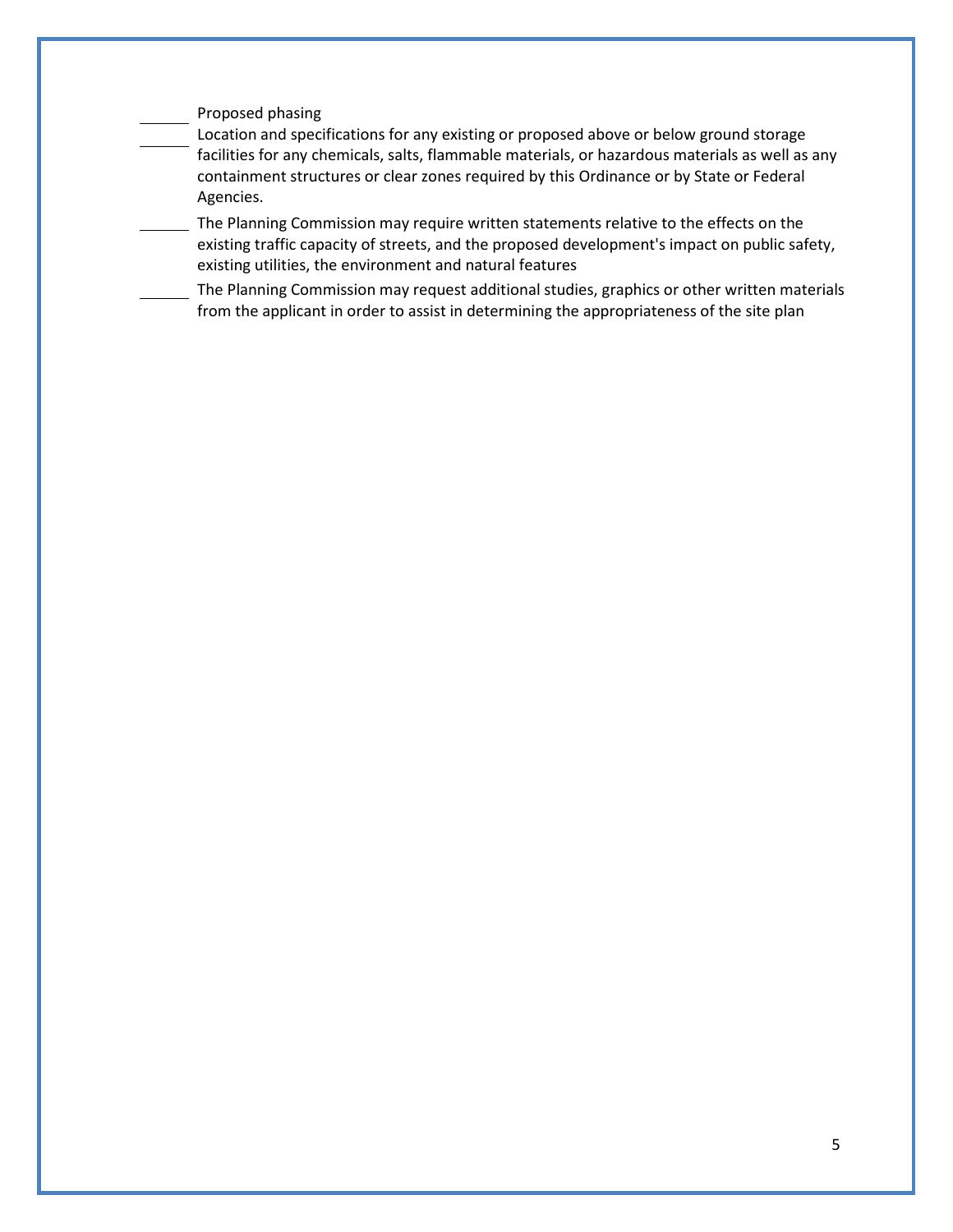______ Proposed phasing

______ Location and specifications for any existing or proposed above or below ground storage facilities for any chemicals, salts, flammable materials, or hazardous materials as well as any containment structures or clear zones required by this Ordinance or by State or Federal Agencies.

______ The Planning Commission may require written statements relative to the effects on the existing traffic capacity of streets, and the proposed development's impact on public safety, existing utilities, the environment and natural features

______ The Planning Commission may request additional studies, graphics or other written materials from the applicant in order to assist in determining the appropriateness of the site plan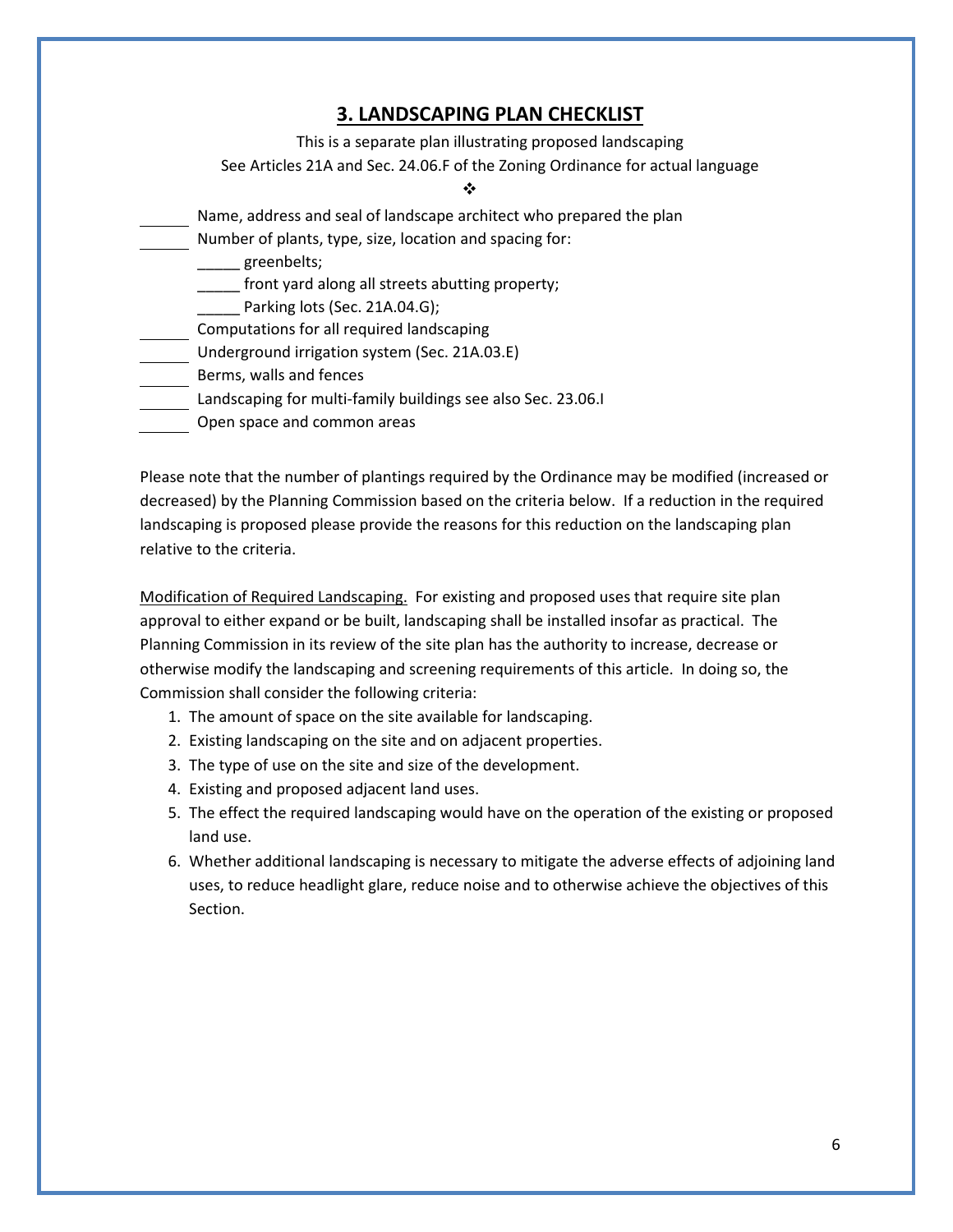## 3. LANDSCAPING PLAN CHECKLIST

This is a separate plan illustrating proposed landscaping

See Articles 21A and Sec. 24.06.F of the Zoning Ordinance for actual language

❖

______ Name, address and seal of landscape architect who prepared the plan

______ Number of plants, type, size, location and spacing for:

- _____ greenbelts;
- _____ front yard along all streets abutting property;
- _____ Parking lots (Sec. 21A.04.G);

______ Computations for all required landscaping

______ Underground irrigation system (Sec. 21A.03.E)

______ Berms, walls and fences

______ Landscaping for multi-family buildings see also Sec. 23.06.I

______ Open space and common areas

Please note that the number of plantings required by the Ordinance may be modified (increased or decreased) by the Planning Commission based on the criteria below. If a reduction in the required landscaping is proposed please provide the reasons for this reduction on the landscaping plan relative to the criteria.

Modification of Required Landscaping. For existing and proposed uses that require site plan approval to either expand or be built, landscaping shall be installed insofar as practical. The Planning Commission in its review of the site plan has the authority to increase, decrease or otherwise modify the landscaping and screening requirements of this article. In doing so, the Commission shall consider the following criteria:

1. The amount of space on the site available for landscaping.
2. Existing landscaping on the site and on adjacent properties.
3. The type of use on the site and size of the development.
4. Existing and proposed adjacent land uses.
5. The effect the required landscaping would have on the operation of the existing or proposed land use.
6. Whether additional landscaping is necessary to mitigate the adverse effects of adjoining land uses, to reduce headlight glare, reduce noise and to otherwise achieve the objectives of this Section.